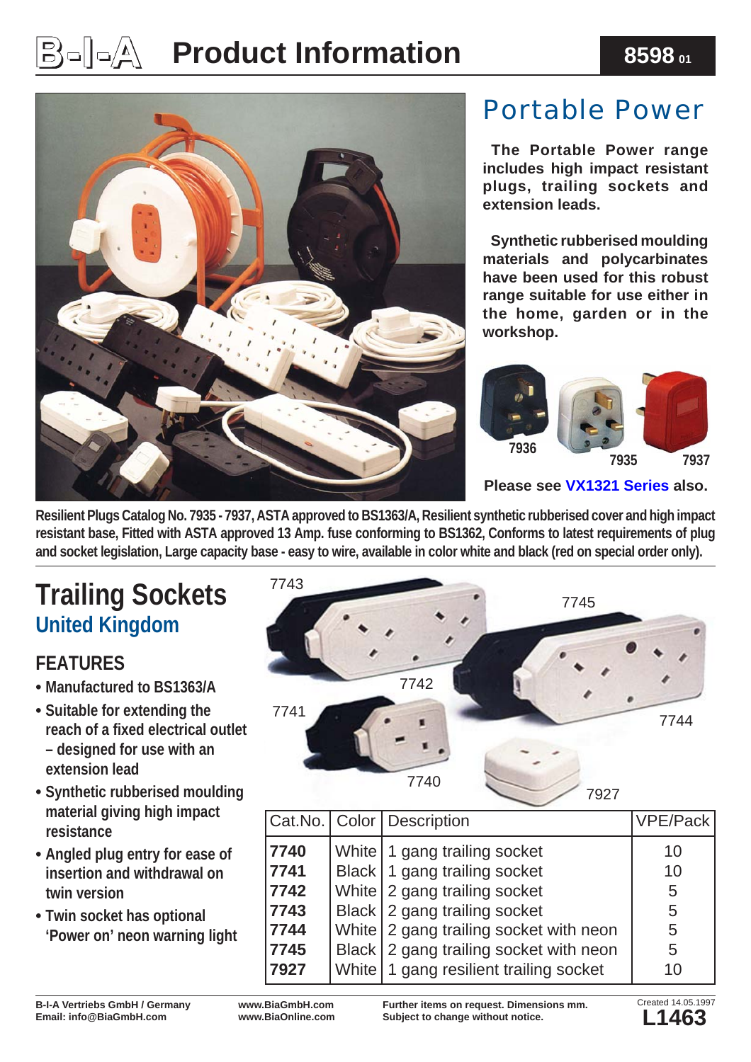# Product Information

**8598 01**

## Portable Power

**The Portable Power range includes high impact resistant plugs, trailing sockets and extension leads.**

**Synthetic rubberised moulding materials and polycarbinates have been used for this robust range suitable for use either in the home, garden or in the workshop.**

7936 7935 7937

**Please see VX1321 Series also.**

**Resilient Plugs Catalog No. 7935 - 7937, ASTA approved to BS1363/A, Resilient synthetic rubberised cover and high impact resistant base, Fitted with ASTA approved 13 Amp. fuse conforming to BS1362, Conforms to latest requirements of plug and socket legislation, Large capacity base - easy to wire, available in color white and black (red on special order only).**

## Trailing Sockets

### United Kingdom

### FEATURES

- Manufactured to BS1363/A
- Suitable for extending the reach of a fixed electrical outlet – designed for use with an extension lead
- Synthetic rubberised moulding material giving high impact resistance
- Angled plug entry for ease of insertion and withdrawal on twin version
- Twin socket has optional 'Power on' neon warning light

7743 7745 7742 7741 7744 7740 7927

| Cat.No. | Color | Description | VPE/Pack |
|---|---|---|---|
| **7740** | White | 1 gang trailing socket | 10 |
| **7741** | Black | 1 gang trailing socket | 10 |
| **7742** | White | 2 gang trailing socket | 5 |
| **7743** | Black | 2 gang trailing socket | 5 |
| **7744** | White | 2 gang trailing socket with neon | 5 |
| **7745** | Black | 2 gang trailing socket with neon | 5 |
| **7927** | White | 1 gang resilient trailing socket | 10 |

**B-I-A Vertriebs GmbH / Germany**
**Email: info@BiaGmbH.com**

**www.BiaGmbH.com**
**www.BiaOnline.com**

**Further items on request. Dimensions mm.**
**Subject to change without notice.**

Created 14.05.1997
**L1463**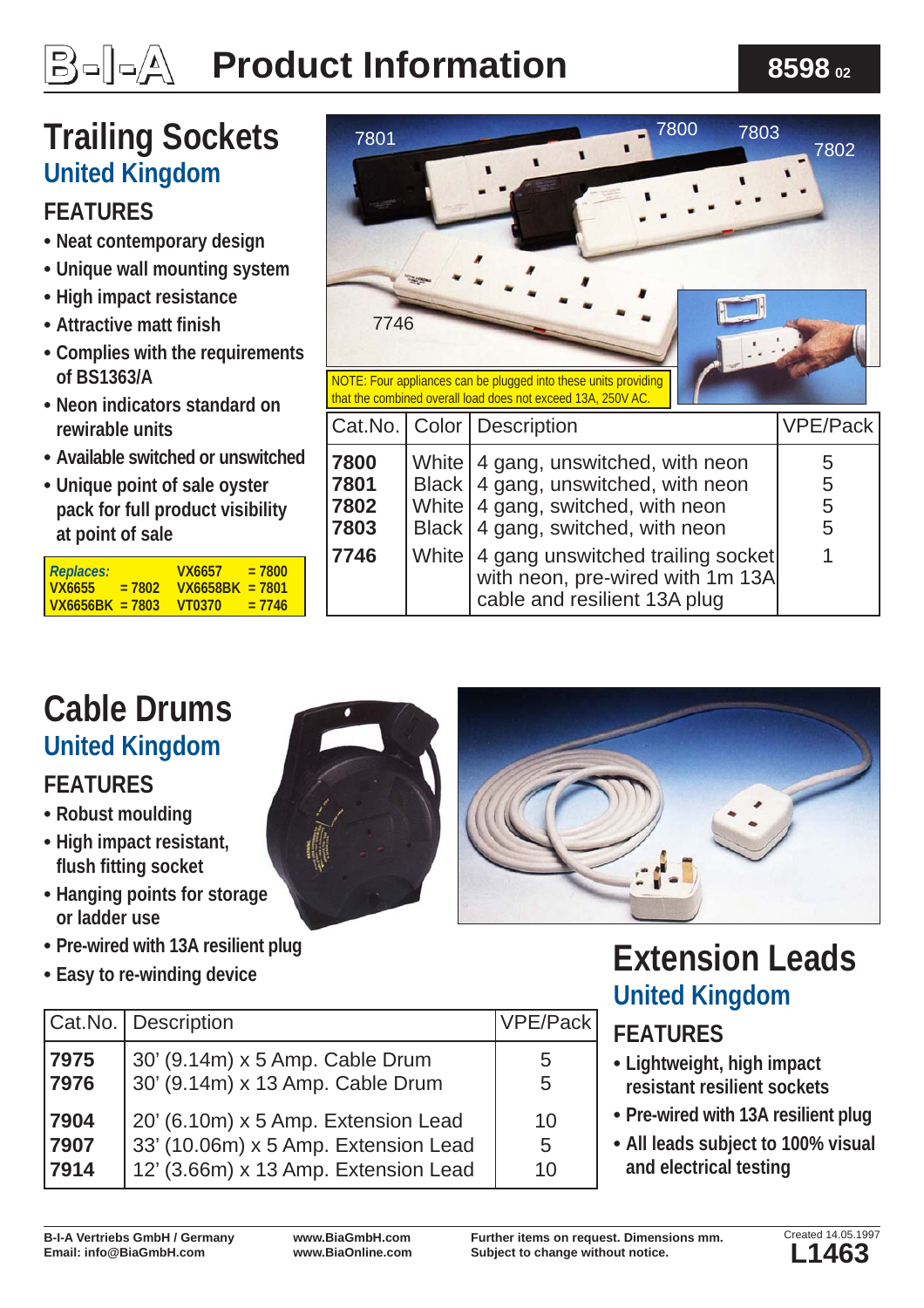# Product Information

8598 02

## Trailing Sockets

### United Kingdom

### FEATURES

- Neat contemporary design
- Unique wall mounting system
- High impact resistance
- Attractive matt finish
- Complies with the requirements of BS1363/A
- Neon indicators standard on rewirable units
- Available switched or unswitched
- Unique point of sale oyster pack for full product visibility at point of sale

| | | | |
|---|---|---|---|
| *Replaces:* | | VX6657 | = 7800 |
| VX6655 | = 7802 | VX6658BK | = 7801 |
| VX6656BK | = 7803 | VT0370 | = 7746 |

7801 7800 7803 7802

7746

NOTE: Four appliances can be plugged into these units providing that the combined overall load does not exceed 13A, 250V AC.

| Cat.No. | Color | Description | VPE/Pack |
|---|---|---|---|
| **7800** | White | 4 gang, unswitched, with neon | 5 |
| **7801** | Black | 4 gang, unswitched, with neon | 5 |
| **7802** | White | 4 gang, switched, with neon | 5 |
| **7803** | Black | 4 gang, switched, with neon | 5 |
| **7746** | White | 4 gang unswitched trailing socket with neon, pre-wired with 1m 13A cable and resilient 13A plug | 1 |

## Cable Drums

### United Kingdom

### FEATURES

- Robust moulding
- High impact resistant, flush fitting socket
- Hanging points for storage or ladder use
- Pre-wired with 13A resilient plug
- Easy to re-winding device

| Cat.No. | Description | VPE/Pack |
|---|---|---|
| **7975** | 30' (9.14m) x 5 Amp. Cable Drum | 5 |
| **7976** | 30' (9.14m) x 13 Amp. Cable Drum | 5 |
| **7904** | 20' (6.10m) x 5 Amp. Extension Lead | 10 |
| **7907** | 33' (10.06m) x 5 Amp. Extension Lead | 5 |
| **7914** | 12' (3.66m) x 13 Amp. Extension Lead | 10 |

## Extension Leads

### United Kingdom

### FEATURES

- Lightweight, high impact resistant resilient sockets
- Pre-wired with 13A resilient plug
- All leads subject to 100% visual and electrical testing

**B-I-A Vertriebs GmbH / Germany**
**Email: info@BiaGmbH.com**
**www.BiaGmbH.com**
**www.BiaOnline.com**
**Further items on request. Dimensions mm.**
**Subject to change without notice.**
Created 14.05.1997
**L1463**